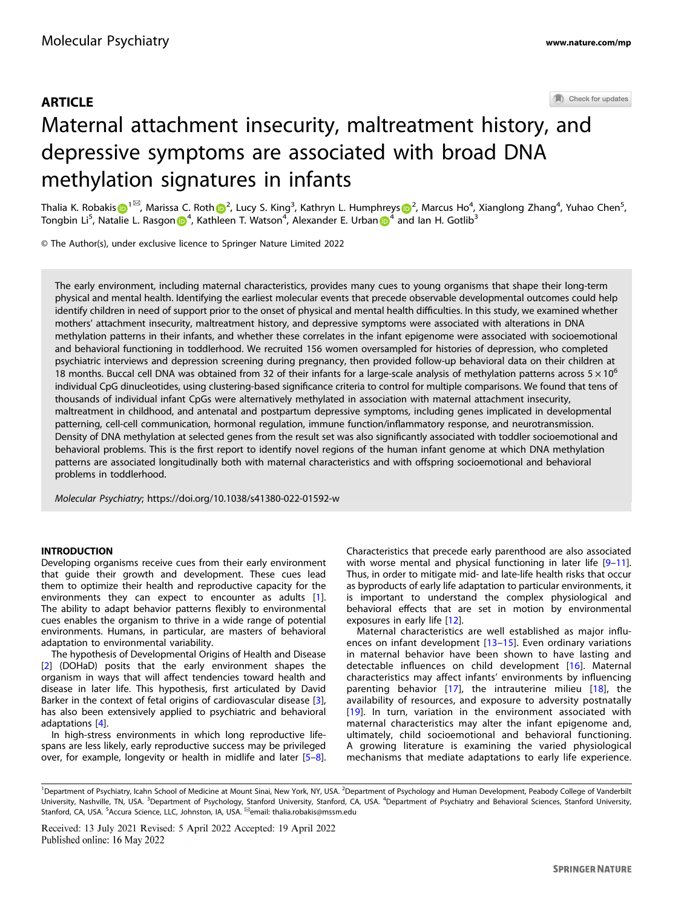ARTICLE

# Maternal attachment insecurity, maltreatment history, and depressive symptoms are associated with broad DNA methylation signatures in infants

Thalia K. Robakis[1]✉, Marissa C. Roth[2], Lucy S. King[3], Kathryn L. Humphreys[2], Marcus Ho[4], Xianglong Zhang[4], Yuhao Chen[5], Tongbin Li[5], Natalie L. Rasgon[4], Kathleen T. Watson[4], Alexander E. Urban[4] and Ian H. Gotlib[3]

© The Author(s), under exclusive licence to Springer Nature Limited 2022

The early environment, including maternal characteristics, provides many cues to young organisms that shape their long-term physical and mental health. Identifying the earliest molecular events that precede observable developmental outcomes could help identify children in need of support prior to the onset of physical and mental health difficulties. In this study, we examined whether mothers' attachment insecurity, maltreatment history, and depressive symptoms were associated with alterations in DNA methylation patterns in their infants, and whether these correlates in the infant epigenome were associated with socioemotional and behavioral functioning in toddlerhood. We recruited 156 women oversampled for histories of depression, who completed psychiatric interviews and depression screening during pregnancy, then provided follow-up behavioral data on their children at 18 months. Buccal cell DNA was obtained from 32 of their infants for a large-scale analysis of methylation patterns across $5 \times 10^6$ individual CpG dinucleotides, using clustering-based significance criteria to control for multiple comparisons. We found that tens of thousands of individual infant CpGs were alternatively methylated in association with maternal attachment insecurity, maltreatment in childhood, and antenatal and postpartum depressive symptoms, including genes implicated in developmental patterning, cell-cell communication, hormonal regulation, immune function/inflammatory response, and neurotransmission. Density of DNA methylation at selected genes from the result set was also significantly associated with toddler socioemotional and behavioral problems. This is the first report to identify novel regions of the human infant genome at which DNA methylation patterns are associated longitudinally both with maternal characteristics and with offspring socioemotional and behavioral problems in toddlerhood.

*Molecular Psychiatry*; https://doi.org/10.1038/s41380-022-01592-w

## INTRODUCTION

Developing organisms receive cues from their early environment that guide their growth and development. These cues lead them to optimize their health and reproductive capacity for the environments they can expect to encounter as adults [1]. The ability to adapt behavior patterns flexibly to environmental cues enables the organism to thrive in a wide range of potential environments. Humans, in particular, are masters of behavioral adaptation to environmental variability.

The hypothesis of Developmental Origins of Health and Disease [2] (DOHaD) posits that the early environment shapes the organism in ways that will affect tendencies toward health and disease in later life. This hypothesis, first articulated by David Barker in the context of fetal origins of cardiovascular disease [3], has also been extensively applied to psychiatric and behavioral adaptations [4].

In high-stress environments in which long reproductive lifespans are less likely, early reproductive success may be privileged over, for example, longevity or health in midlife and later [5–8]. Characteristics that precede early parenthood are also associated with worse mental and physical functioning in later life [9–11]. Thus, in order to mitigate mid- and late-life health risks that occur as byproducts of early life adaptation to particular environments, it is important to understand the complex physiological and behavioral effects that are set in motion by environmental exposures in early life [12].

Maternal characteristics are well established as major influences on infant development [13–15]. Even ordinary variations in maternal behavior have been shown to have lasting and detectable influences on child development [16]. Maternal characteristics may affect infants' environments by influencing parenting behavior [17], the intrauterine milieu [18], the availability of resources, and exposure to adversity postnatally [19]. In turn, variation in the environment associated with maternal characteristics may alter the infant epigenome and, ultimately, child socioemotional and behavioral functioning. A growing literature is examining the varied physiological mechanisms that mediate adaptations to early life experience.

[1]Department of Psychiatry, Icahn School of Medicine at Mount Sinai, New York, NY, USA. [2]Department of Psychology and Human Development, Peabody College of Vanderbilt University, Nashville, TN, USA. [3]Department of Psychology, Stanford University, Stanford, CA, USA. [4]Department of Psychiatry and Behavioral Sciences, Stanford University, Stanford, CA, USA. [5]Accura Science, LLC, Johnston, IA, USA. ✉email: thalia.robakis@mssm.edu

Received: 13 July 2021 Revised: 5 April 2022 Accepted: 19 April 2022
Published online: 16 May 2022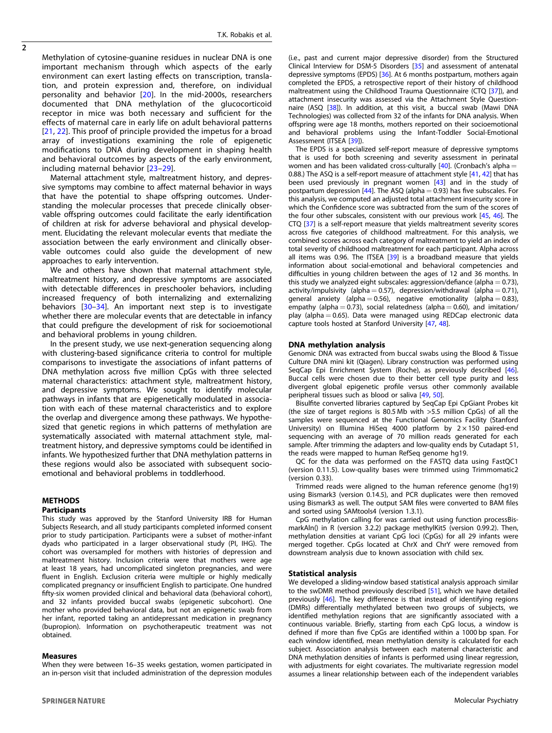Methylation of cytosine-guanine residues in nuclear DNA is one important mechanism through which aspects of the early environment can exert lasting effects on transcription, translation, and protein expression and, therefore, on individual personality and behavior [20]. In the mid-2000s, researchers documented that DNA methylation of the glucocorticoid receptor in mice was both necessary and sufficient for the effects of maternal care in early life on adult behavioral patterns [21, 22]. This proof of principle provided the impetus for a broad array of investigations examining the role of epigenetic modifications to DNA during development in shaping health and behavioral outcomes by aspects of the early environment, including maternal behavior [23–29].

Maternal attachment style, maltreatment history, and depressive symptoms may combine to affect maternal behavior in ways that have the potential to shape offspring outcomes. Understanding the molecular processes that precede clinically observable offspring outcomes could facilitate the early identification of children at risk for adverse behavioral and physical development. Elucidating the relevant molecular events that mediate the association between the early environment and clinically observable outcomes could also guide the development of new approaches to early intervention.

We and others have shown that maternal attachment style, maltreatment history, and depressive symptoms are associated with detectable differences in preschooler behaviors, including increased frequency of both internalizing and externalizing behaviors [30–34]. An important next step is to investigate whether there are molecular events that are detectable in infancy that could prefigure the development of risk for socioemotional and behavioral problems in young children.

In the present study, we use next-generation sequencing along with clustering-based significance criteria to control for multiple comparisons to investigate the associations of infant patterns of DNA methylation across five million CpGs with three selected maternal characteristics: attachment style, maltreatment history, and depressive symptoms. We sought to identify molecular pathways in infants that are epigenetically modulated in association with each of these maternal characteristics and to explore the overlap and divergence among these pathways. We hypothesized that genetic regions in which patterns of methylation are systematically associated with maternal attachment style, maltreatment history, and depressive symptoms could be identified in infants. We hypothesized further that DNA methylation patterns in these regions would also be associated with subsequent socioemotional and behavioral problems in toddlerhood.

## METHODS

### Participants

This study was approved by the Stanford University IRB for Human Subjects Research, and all study participants completed informed consent prior to study participation. Participants were a subset of mother-infant dyads who participated in a larger observational study (PI, IHG). The cohort was oversampled for mothers with histories of depression and maltreatment history. Inclusion criteria were that mothers were age at least 18 years, had uncomplicated singleton pregnancies, and were fluent in English. Exclusion criteria were multiple or highly medically complicated pregnancy or insufficient English to participate. One hundred fifty-six women provided clinical and behavioral data (behavioral cohort), and 32 infants provided buccal swabs (epigenetic subcohort). One mother who provided behavioral data, but not an epigenetic swab from her infant, reported taking an antidepressant medication in pregnancy (bupropion). Information on psychotherapeutic treatment was not obtained.

### Measures

When they were between 16–35 weeks gestation, women participated in an in-person visit that included administration of the depression modules (i.e., past and current major depressive disorder) from the Structured Clinical Interview for DSM-5 Disorders [35] and assessment of antenatal depressive symptoms (EPDS) [36]. At 6 months postpartum, mothers again completed the EPDS, a retrospective report of their history of childhood maltreatment using the Childhood Trauma Questionnaire (CTQ [37]), and attachment insecurity was assessed via the Attachment Style Questionnaire (ASQ [38]). In addition, at this visit, a buccal swab (Mawi DNA Technologies) was collected from 32 of the infants for DNA analysis. When offspring were age 18 months, mothers reported on their socioemotional and behavioral problems using the Infant-Toddler Social-Emotional Assessment (ITSEA [39]).

The EPDS is a specialized self-report measure of depressive symptoms that is used for both screening and severity assessment in perinatal women and has been validated cross-culturally [40]. (Cronbach's alpha = 0.88.) The ASQ is a self-report measure of attachment style [41, 42] that has been used previously in pregnant women [43] and in the study of postpartum depression [44]. The ASQ (alpha = 0.93) has five subscales. For this analysis, we computed an adjusted total attachment insecurity score in which the Confidence score was subtracted from the sum of the scores of the four other subscales, consistent with our previous work [45, 46]. The CTQ [37] is a self-report measure that yields maltreatment severity scores across five categories of childhood maltreatment. For this analysis, we combined scores across each category of maltreatment to yield an index of total severity of childhood maltreatment for each participant. Alpha across all items was 0.96. The ITSEA [39] is a broadband measure that yields information about social-emotional and behavioral competencies and difficulties in young children between the ages of 12 and 36 months. In this study we analyzed eight subscales: aggression/defiance (alpha = 0.73), activity/impulsivity (alpha = 0.57), depression/withdrawal (alpha = 0.71), general anxiety (alpha = 0.56), negative emotionality (alpha = 0.83), empathy (alpha = 0.73), social relatedness (alpha = 0.60), and imitation/play (alpha = 0.65). Data were managed using REDCap electronic data capture tools hosted at Stanford University [47, 48].

### DNA methylation analysis

Genomic DNA was extracted from buccal swabs using the Blood & Tissue Culture DNA mini kit (Qiagen). Library construction was performed using SeqCap Epi Enrichment System (Roche), as previously described [46]. Buccal cells were chosen due to their better cell type purity and less divergent global epigenetic profile versus other commonly available peripheral tissues such as blood or saliva [49, 50].

Bisulfite converted libraries captured by SeqCap Epi CpGiant Probes kit (the size of target regions is 80.5 Mb with >5.5 million CpGs) of all the samples were sequenced at the Functional Genomics Facility (Stanford University) on Illumina HiSeq 4000 platform by 2 × 150 paired-end sequencing with an average of 70 million reads generated for each sample. After trimming the adapters and low-quality ends by Cutadapt 51, the reads were mapped to human RefSeq genome hg19.

QC for the data was performed on the FASTQ data using FastQC1 (version 0.11.5). Low-quality bases were trimmed using Trimmomatic2 (version 0.33).

Trimmed reads were aligned to the human reference genome (hg19) using Bismark3 (version 0.14.5), and PCR duplicates were then removed using Bismark3 as well. The output SAM files were converted to BAM files and sorted using SAMtools4 (version 1.3.1).

CpG methylation calling for was carried out using function processBismarkAln() in R (version 3.2.2) package methylKit5 (version 0.99.2). Then, methylation densities at variant CpG loci (CpGs) for all 29 infants were merged together. CpGs located at ChrX and ChrY were removed from downstream analysis due to known association with child sex.

### Statistical analysis

We developed a sliding-window based statistical analysis approach similar to the swDMR method previously described [51], which we have detailed previously [46]. The key difference is that instead of identifying regions (DMRs) differentially methylated between two groups of subjects, we identified methylation regions that are significantly associated with a continuous variable. Briefly, starting from each CpG locus, a window is defined if more than five CpGs are identified within a 1000 bp span. For each window identified, mean methylation density is calculated for each subject. Association analysis between each maternal characteristic and DNA methylation densities of infants is performed using linear regression, with adjustments for eight covariates. The multivariate regression model assumes a linear relationship between each of the independent variables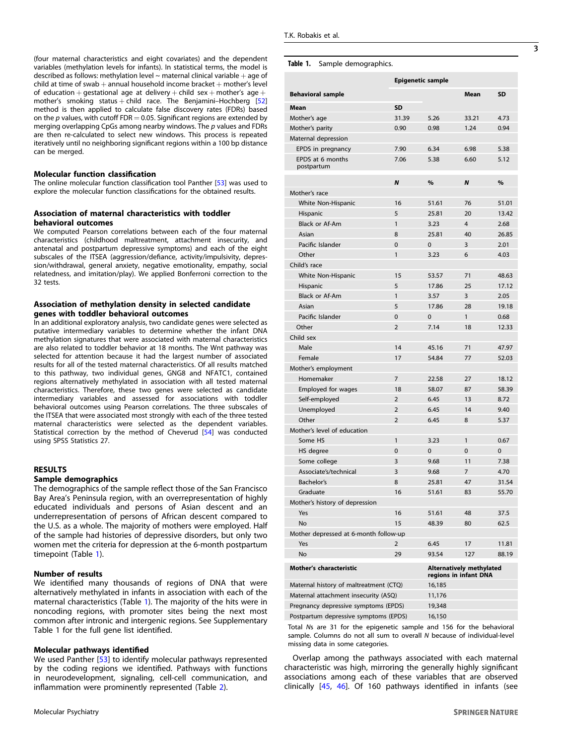(four maternal characteristics and eight covariates) and the dependent variables (methylation levels for infants). In statistical terms, the model is described as follows: methylation level ~ maternal clinical variable + age of child at time of swab + annual household income bracket + mother's level of education + gestational age at delivery + child sex + mother's age + mother's smoking status + child race. The Benjamini–Hochberg [52] method is then applied to calculate false discovery rates (FDRs) based on the *p* values, with cutoff FDR = 0.05. Significant regions are extended by merging overlapping CpGs among nearby windows. The *p* values and FDRs are then re-calculated to select new windows. This process is repeated iteratively until no neighboring significant regions within a 100 bp distance can be merged.

### Molecular function classification

The online molecular function classification tool Panther [53] was used to explore the molecular function classifications for the obtained results.

### Association of maternal characteristics with toddler behavioral outcomes

We computed Pearson correlations between each of the four maternal characteristics (childhood maltreatment, attachment insecurity, and antenatal and postpartum depressive symptoms) and each of the eight subscales of the ITSEA (aggression/defiance, activity/impulsivity, depression/withdrawal, general anxiety, negative emotionality, empathy, social relatedness, and imitation/play). We applied Bonferroni correction to the 32 tests.

### Association of methylation density in selected candidate genes with toddler behavioral outcomes

In an additional exploratory analysis, two candidate genes were selected as putative intermediary variables to determine whether the infant DNA methylation signatures that were associated with maternal characteristics are also related to toddler behavior at 18 months. The Wnt pathway was selected for attention because it had the largest number of associated results for all of the tested maternal characteristics. Of all results matched to this pathway, two individual genes, GNG8 and NFATC1, contained regions alternatively methylated in association with all tested maternal characteristics. Therefore, these two genes were selected as candidate intermediary variables and assessed for associations with toddler behavioral outcomes using Pearson correlations. The three subscales of the ITSEA that were associated most strongly with each of the three tested maternal characteristics were selected as the dependent variables. Statistical correction by the method of Cheverud [54] was conducted using SPSS Statistics 27.

## RESULTS

### Sample demographics

The demographics of the sample reflect those of the San Francisco Bay Area's Peninsula region, with an overrepresentation of highly educated individuals and persons of Asian descent and an underrepresentation of persons of African descent compared to the U.S. as a whole. The majority of mothers were employed. Half of the sample had histories of depressive disorders, but only two women met the criteria for depression at the 6-month postpartum timepoint (Table 1).

### Number of results

We identified many thousands of regions of DNA that were alternatively methylated in infants in association with each of the maternal characteristics (Table 1). The majority of the hits were in noncoding regions, with promoter sites being the next most common after intronic and intergenic regions. See Supplementary Table 1 for the full gene list identified.

### Molecular pathways identified

We used Panther [53] to identify molecular pathways represented by the coding regions we identified. Pathways with functions in neurodevelopment, signaling, cell-cell communication, and inflammation were prominently represented (Table 2).

**Table 1.** Sample demographics.

| | Epigenetic sample | | Behavioral sample | |
|---|---|---|---|---|
| | Mean | SD | Mean | SD |
| Mother's age | 31.39 | 5.26 | 33.21 | 4.73 |
| Mother's parity | 0.90 | 0.98 | 1.24 | 0.94 |
| Maternal depression | | | | |
| EPDS in pregnancy | 7.90 | 6.34 | 6.98 | 5.38 |
| EPDS at 6 months postpartum | 7.06 | 5.38 | 6.60 | 5.12 |
| | ***N*** | **%** | ***N*** | **%** |
| Mother's race | | | | |
| White Non-Hispanic | 16 | 51.61 | 76 | 51.01 |
| Hispanic | 5 | 25.81 | 20 | 13.42 |
| Black or Af-Am | 1 | 3.23 | 4 | 2.68 |
| Asian | 8 | 25.81 | 40 | 26.85 |
| Pacific Islander | 0 | 0 | 3 | 2.01 |
| Other | 1 | 3.23 | 6 | 4.03 |
| Child's race | | | | |
| White Non-Hispanic | 15 | 53.57 | 71 | 48.63 |
| Hispanic | 5 | 17.86 | 25 | 17.12 |
| Black or Af-Am | 1 | 3.57 | 3 | 2.05 |
| Asian | 5 | 17.86 | 28 | 19.18 |
| Pacific Islander | 0 | 0 | 1 | 0.68 |
| Other | 2 | 7.14 | 18 | 12.33 |
| Child sex | | | | |
| Male | 14 | 45.16 | 71 | 47.97 |
| Female | 17 | 54.84 | 77 | 52.03 |
| Mother's employment | | | | |
| Homemaker | 7 | 22.58 | 27 | 18.12 |
| Employed for wages | 18 | 58.07 | 87 | 58.39 |
| Self-employed | 2 | 6.45 | 13 | 8.72 |
| Unemployed | 2 | 6.45 | 14 | 9.40 |
| Other | 2 | 6.45 | 8 | 5.37 |
| Mother's level of education | | | | |
| Some HS | 1 | 3.23 | 1 | 0.67 |
| HS degree | 0 | 0 | 0 | 0 |
| Some college | 3 | 9.68 | 11 | 7.38 |
| Associate's/technical | 3 | 9.68 | 7 | 4.70 |
| Bachelor's | 8 | 25.81 | 47 | 31.54 |
| Graduate | 16 | 51.61 | 83 | 55.70 |
| Mother's history of depression | | | | |
| Yes | 16 | 51.61 | 48 | 37.5 |
| No | 15 | 48.39 | 80 | 62.5 |
| Mother depressed at 6-month follow-up | | | | |
| Yes | 2 | 6.45 | 17 | 11.81 |
| No | 29 | 93.54 | 127 | 88.19 |
| **Mother's characteristic** | | **Alternatively methylated regions in infant DNA** | | |
| Maternal history of maltreatment (CTQ) | | 16,185 | | |
| Maternal attachment insecurity (ASQ) | | 11,176 | | |
| Pregnancy depressive symptoms (EPDS) | | 19,348 | | |
| Postpartum depressive symptoms (EPDS) | | 16,150 | | |

Total *N*s are 31 for the epigenetic sample and 156 for the behavioral sample. Columns do not all sum to overall *N* because of individual-level missing data in some categories.

Overlap among the pathways associated with each maternal characteristic was high, mirroring the generally highly significant associations among each of these variables that are observed clinically [45, 46]. Of 160 pathways identified in infants (see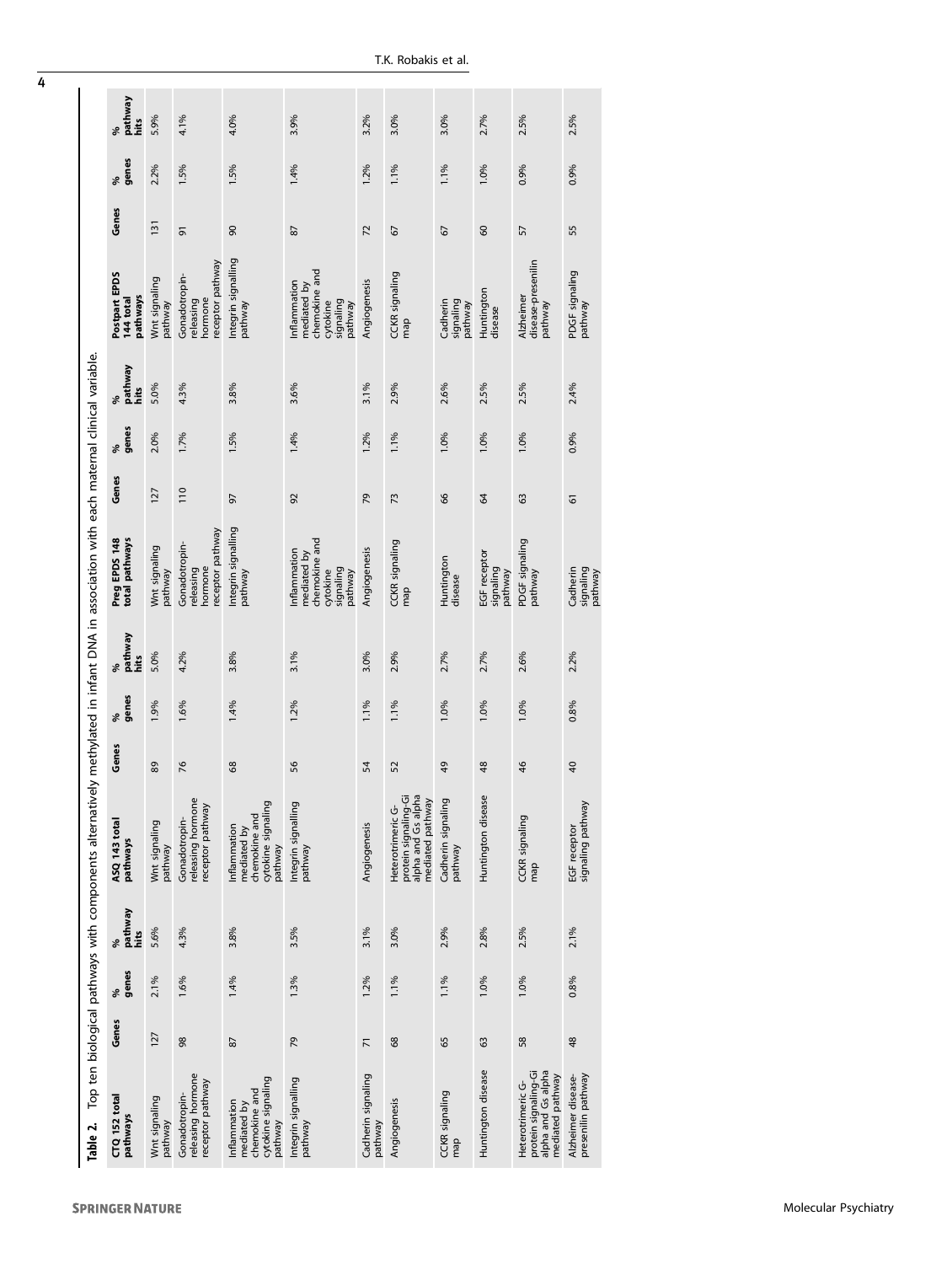**Table 2.** Top ten biological pathways with components alternatively methylated in infant DNA in association with each maternal clinical variable.

| CTQ 152 total pathways | Genes | % genes | % pathway hits | ASQ 143 total pathways | Genes | % genes | % pathway hits | Preg EPDS 148 total pathways | Genes | % genes | % pathway hits | Postpart EPDS 144 total pathways | Genes | % genes | % pathway hits |
|---|---|---|---|---|---|---|---|---|---|---|---|---|---|---|---|
| Wnt signaling pathway | 127 | 2.1% | 5.6% | Wnt signaling pathway | 89 | 1.9% | 5.0% | Wnt signaling pathway | 127 | 2.0% | 5.0% | Wnt signaling pathway | 131 | 2.2% | 5.9% |
| Gonadotropin-releasing hormone receptor pathway | 98 | 1.6% | 4.3% | Gonadotropin-releasing hormone receptor pathway | 76 | 1.6% | 4.2% | Gonadotropin-releasing hormone receptor pathway | 110 | 1.7% | 4.3% | Gonadotropin-releasing hormone receptor pathway | 91 | 1.5% | 4.1% |
| Inflammation mediated by chemokine and cytokine signaling pathway | 87 | 1.4% | 3.8% | Inflammation mediated by chemokine and cytokine signaling pathway | 68 | 1.4% | 3.8% | Integrin signalling pathway | 97 | 1.5% | 3.8% | Integrin signalling pathway | 90 | 1.5% | 4.0% |
| Integrin signalling pathway | 79 | 1.3% | 3.5% | Integrin signalling pathway | 56 | 1.2% | 3.1% | Inflammation mediated by chemokine and cytokine signaling pathway | 92 | 1.4% | 3.6% | Inflammation mediated by chemokine and cytokine signaling pathway | 87 | 1.4% | 3.9% |
| Cadherin signaling pathway | 71 | 1.2% | 3.1% | Angiogenesis | 54 | 1.1% | 3.0% | Angiogenesis | 79 | 1.2% | 3.1% | Angiogenesis | 72 | 1.2% | 3.2% |
| Angiogenesis | 68 | 1.1% | 3.0% | Heterotrimeric G-protein signaling-Gi alpha and Gs alpha mediated pathway | 52 | 1.1% | 2.9% | CCKR signaling map | 73 | 1.1% | 2.9% | CCKR signaling map | 67 | 1.1% | 3.0% |
| CCKR signaling map | 65 | 1.1% | 2.9% | Cadherin signaling pathway | 49 | 1.0% | 2.7% | Huntington disease | 66 | 1.0% | 2.6% | Cadherin signaling pathway | 67 | 1.1% | 3.0% |
| Huntington disease | 63 | 1.0% | 2.8% | Huntington disease | 48 | 1.0% | 2.7% | EGF receptor signaling pathway | 64 | 1.0% | 2.5% | Huntington disease | 60 | 1.0% | 2.7% |
| Heterotrimeric G-protein signaling-Gi alpha and Gs alpha mediated pathway | 58 | 1.0% | 2.5% | CCKR signaling map | 46 | 1.0% | 2.6% | PDGF signaling pathway | 63 | 1.0% | 2.5% | Alzheimer disease-presenilin pathway | 57 | 0.9% | 2.5% |
| Alzheimer disease-presenilin pathway | 48 | 0.8% | 2.1% | EGF receptor signaling pathway | 40 | 0.8% | 2.2% | Cadherin signaling pathway | 61 | 0.9% | 2.4% | PDGF signaling pathway | 55 | 0.9% | 2.5% |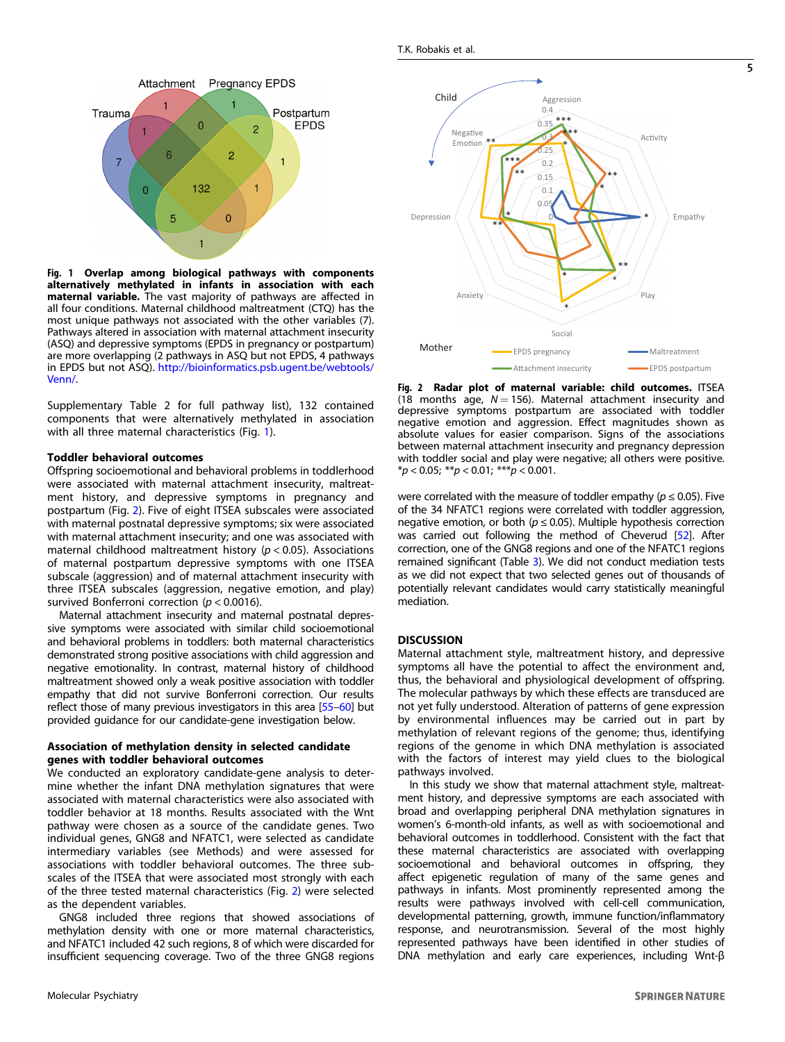Fig. 1 **Overlap among biological pathways with components alternatively methylated in infants in association with each maternal variable.** The vast majority of pathways are affected in all four conditions. Maternal childhood maltreatment (CTQ) has the most unique pathways not associated with the other variables (7). Pathways altered in association with maternal attachment insecurity (ASQ) and depressive symptoms (EPDS in pregnancy or postpartum) are more overlapping (2 pathways in ASQ but not EPDS, 4 pathways in EPDS but not ASQ). http://bioinformatics.psb.ugent.be/webtools/Venn/.

Supplementary Table 2 for full pathway list), 132 contained components that were alternatively methylated in association with all three maternal characteristics (Fig. 1).

### Toddler behavioral outcomes

Offspring socioemotional and behavioral problems in toddlerhood were associated with maternal attachment insecurity, maltreatment history, and depressive symptoms in pregnancy and postpartum (Fig. 2). Five of eight ITSEA subscales were associated with maternal postnatal depressive symptoms; six were associated with maternal attachment insecurity; and one was associated with maternal childhood maltreatment history ($p < 0.05$). Associations of maternal postpartum depressive symptoms with one ITSEA subscale (aggression) and of maternal attachment insecurity with three ITSEA subscales (aggression, negative emotion, and play) survived Bonferroni correction ($p < 0.0016$).

Maternal attachment insecurity and maternal postnatal depressive symptoms were associated with similar child socioemotional and behavioral problems in toddlers: both maternal characteristics demonstrated strong positive associations with child aggression and negative emotionality. In contrast, maternal history of childhood maltreatment showed only a weak positive association with toddler empathy that did not survive Bonferroni correction. Our results reflect those of many previous investigators in this area [55–60] but provided guidance for our candidate-gene investigation below.

### Association of methylation density in selected candidate genes with toddler behavioral outcomes

We conducted an exploratory candidate-gene analysis to determine whether the infant DNA methylation signatures that were associated with maternal characteristics were also associated with toddler behavior at 18 months. Results associated with the Wnt pathway were chosen as a source of the candidate genes. Two individual genes, GNG8 and NFATC1, were selected as candidate intermediary variables (see Methods) and were assessed for associations with toddler behavioral outcomes. The three subscales of the ITSEA that were associated most strongly with each of the three tested maternal characteristics (Fig. 2) were selected as the dependent variables.

GNG8 included three regions that showed associations of methylation density with one or more maternal characteristics, and NFATC1 included 42 such regions, 8 of which were discarded for insufficient sequencing coverage. Two of the three GNG8 regions were correlated with the measure of toddler empathy ($p \leq 0.05$). Five of the 34 NFATC1 regions were correlated with toddler aggression, negative emotion, or both ($p \leq 0.05$). Multiple hypothesis correction was carried out following the method of Cheverud [52]. After correction, one of the GNG8 regions and one of the NFATC1 regions remained significant (Table 3). We did not conduct mediation tests as we did not expect that two selected genes out of thousands of potentially relevant candidates would carry statistically meaningful mediation.

Fig. 2 **Radar plot of maternal variable: child outcomes.** ITSEA (18 months age, $N = 156$). Maternal attachment insecurity and depressive symptoms postpartum are associated with toddler negative emotion and aggression. Effect magnitudes shown as absolute values for easier comparison. Signs of the associations between maternal attachment insecurity and pregnancy depression with toddler social and play were negative; all others were positive. *$p < 0.05$; **$p < 0.01$; ***$p < 0.001$.

## DISCUSSION

Maternal attachment style, maltreatment history, and depressive symptoms all have the potential to affect the environment and, thus, the behavioral and physiological development of offspring. The molecular pathways by which these effects are transduced are not yet fully understood. Alteration of patterns of gene expression by environmental influences may be carried out in part by methylation of relevant regions of the genome; thus, identifying regions of the genome in which DNA methylation is associated with the factors of interest may yield clues to the biological pathways involved.

In this study we show that maternal attachment style, maltreatment history, and depressive symptoms are each associated with broad and overlapping peripheral DNA methylation signatures in women's 6-month-old infants, as well as with socioemotional and behavioral outcomes in toddlerhood. Consistent with the fact that these maternal characteristics are associated with overlapping socioemotional and behavioral outcomes in offspring, they affect epigenetic regulation of many of the same genes and pathways in infants. Most prominently represented among the results were pathways involved with cell-cell communication, developmental patterning, growth, immune function/inflammatory response, and neurotransmission. Several of the most highly represented pathways have been identified in other studies of DNA methylation and early care experiences, including Wnt-β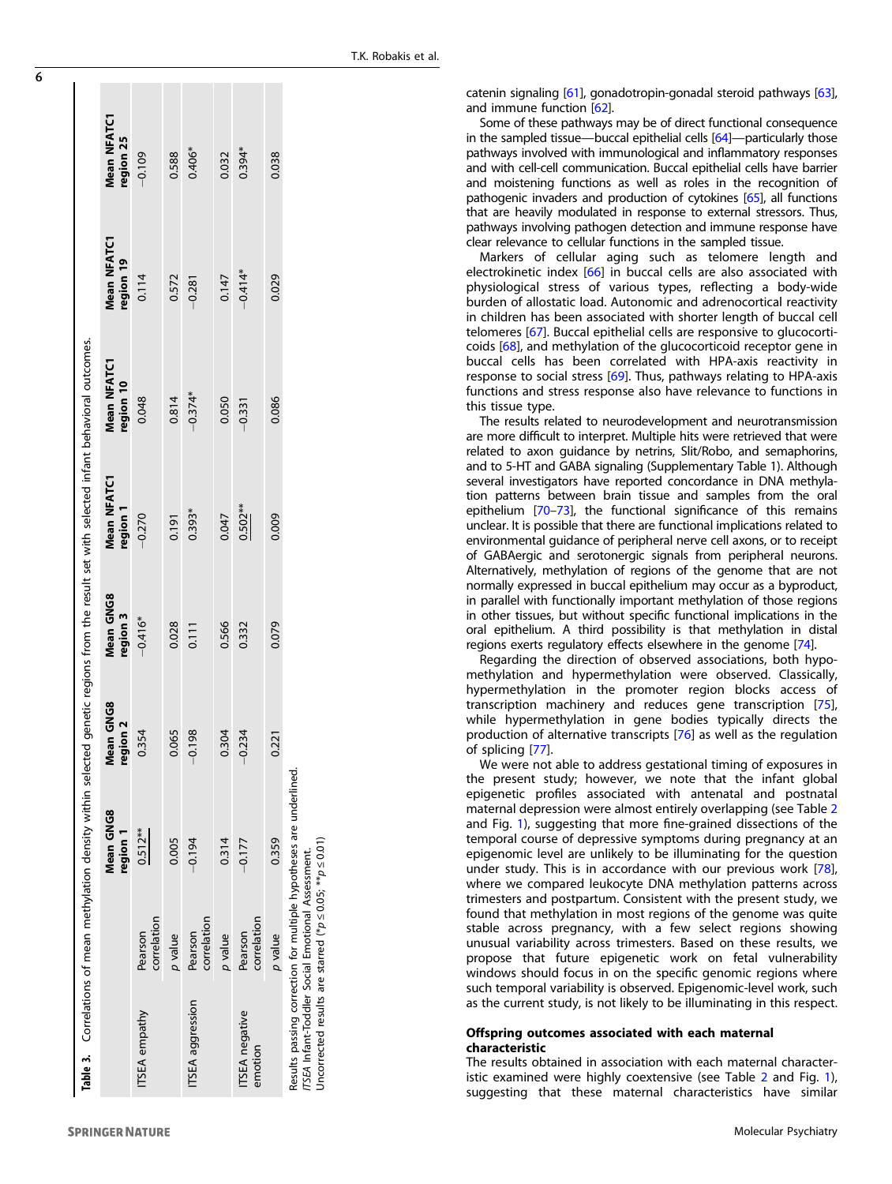**Table 3.** Correlations of mean methylation density within selected genetic regions from the result set with selected infant behavioral outcomes.

| | | Mean GNG8 region 1 | Mean GNG8 region 2 | Mean GNG8 region 3 | Mean NFATC1 region 1 | Mean NFATC1 region 10 | Mean NFATC1 region 19 | Mean NFATC1 region 25 |
|---|---|---|---|---|---|---|---|---|
| ITSEA empathy | Pearson correlation | <u>0.512**</u> | 0.354 | −0.416* | −0.270 | 0.048 | 0.114 | −0.109 |
| | p value | 0.005 | 0.065 | 0.028 | 0.191 | 0.814 | 0.572 | 0.588 |
| ITSEA aggression | Pearson correlation | −0.194 | −0.198 | 0.111 | 0.393* | −0.374* | −0.281 | 0.406* |
| | p value | 0.314 | 0.304 | 0.566 | 0.047 | 0.050 | 0.147 | 0.032 |
| ITSEA negative emotion | Pearson correlation | −0.177 | −0.234 | 0.332 | <u>0.502**</u> | −0.331 | −0.414* | 0.394* |
| | p value | 0.359 | 0.221 | 0.079 | 0.009 | 0.086 | 0.029 | 0.038 |

Results passing correction for multiple hypotheses are underlined.
*ITSEA* Infant-Toddler Social Emotional Assessment.
Uncorrected results are starred (*$p \leq 0.05$; **$p \leq 0.01$)

catenin signaling [61], gonadotropin-gonadal steroid pathways [63], and immune function [62].

Some of these pathways may be of direct functional consequence in the sampled tissue—buccal epithelial cells [64]—particularly those pathways involved with immunological and inflammatory responses and with cell-cell communication. Buccal epithelial cells have barrier and moistening functions as well as roles in the recognition of pathogenic invaders and production of cytokines [65], all functions that are heavily modulated in response to external stressors. Thus, pathways involving pathogen detection and immune response have clear relevance to cellular functions in the sampled tissue.

Markers of cellular aging such as telomere length and electrokinetic index [66] in buccal cells are also associated with physiological stress of various types, reflecting a body-wide burden of allostatic load. Autonomic and adrenocortical reactivity in children has been associated with shorter length of buccal cell telomeres [67]. Buccal epithelial cells are responsive to glucocorticoids [68], and methylation of the glucocorticoid receptor gene in buccal cells has been correlated with HPA-axis reactivity in response to social stress [69]. Thus, pathways relating to HPA-axis functions and stress response also have relevance to functions in this tissue type.

The results related to neurodevelopment and neurotransmission are more difficult to interpret. Multiple hits were retrieved that were related to axon guidance by netrins, Slit/Robo, and semaphorins, and to 5-HT and GABA signaling (Supplementary Table 1). Although several investigators have reported concordance in DNA methylation patterns between brain tissue and samples from the oral epithelium [70–73], the functional significance of this remains unclear. It is possible that there are functional implications related to environmental guidance of peripheral nerve cell axons, or to receipt of GABAergic and serotonergic signals from peripheral neurons. Alternatively, methylation of regions of the genome that are not normally expressed in buccal epithelium may occur as a byproduct, in parallel with functionally important methylation of those regions in other tissues, but without specific functional implications in the oral epithelium. A third possibility is that methylation in distal regions exerts regulatory effects elsewhere in the genome [74].

Regarding the direction of observed associations, both hypomethylation and hypermethylation were observed. Classically, hypermethylation in the promoter region blocks access of transcription machinery and reduces gene transcription [75], while hypermethylation in gene bodies typically directs the production of alternative transcripts [76] as well as the regulation of splicing [77].

We were not able to address gestational timing of exposures in the present study; however, we note that the infant global epigenetic profiles associated with antenatal and postnatal maternal depression were almost entirely overlapping (see Table 2 and Fig. 1), suggesting that more fine-grained dissections of the temporal course of depressive symptoms during pregnancy at an epigenomic level are unlikely to be illuminating for the question under study. This is in accordance with our previous work [78], where we compared leukocyte DNA methylation patterns across trimesters and postpartum. Consistent with the present study, we found that methylation in most regions of the genome was quite stable across pregnancy, with a few select regions showing unusual variability across trimesters. Based on these results, we propose that future epigenetic work on fetal vulnerability windows should focus in on the specific genomic regions where such temporal variability is observed. Epigenomic-level work, such as the current study, is not likely to be illuminating in this respect.

### Offspring outcomes associated with each maternal characteristic

The results obtained in association with each maternal characteristic examined were highly coextensive (see Table 2 and Fig. 1), suggesting that these maternal characteristics have similar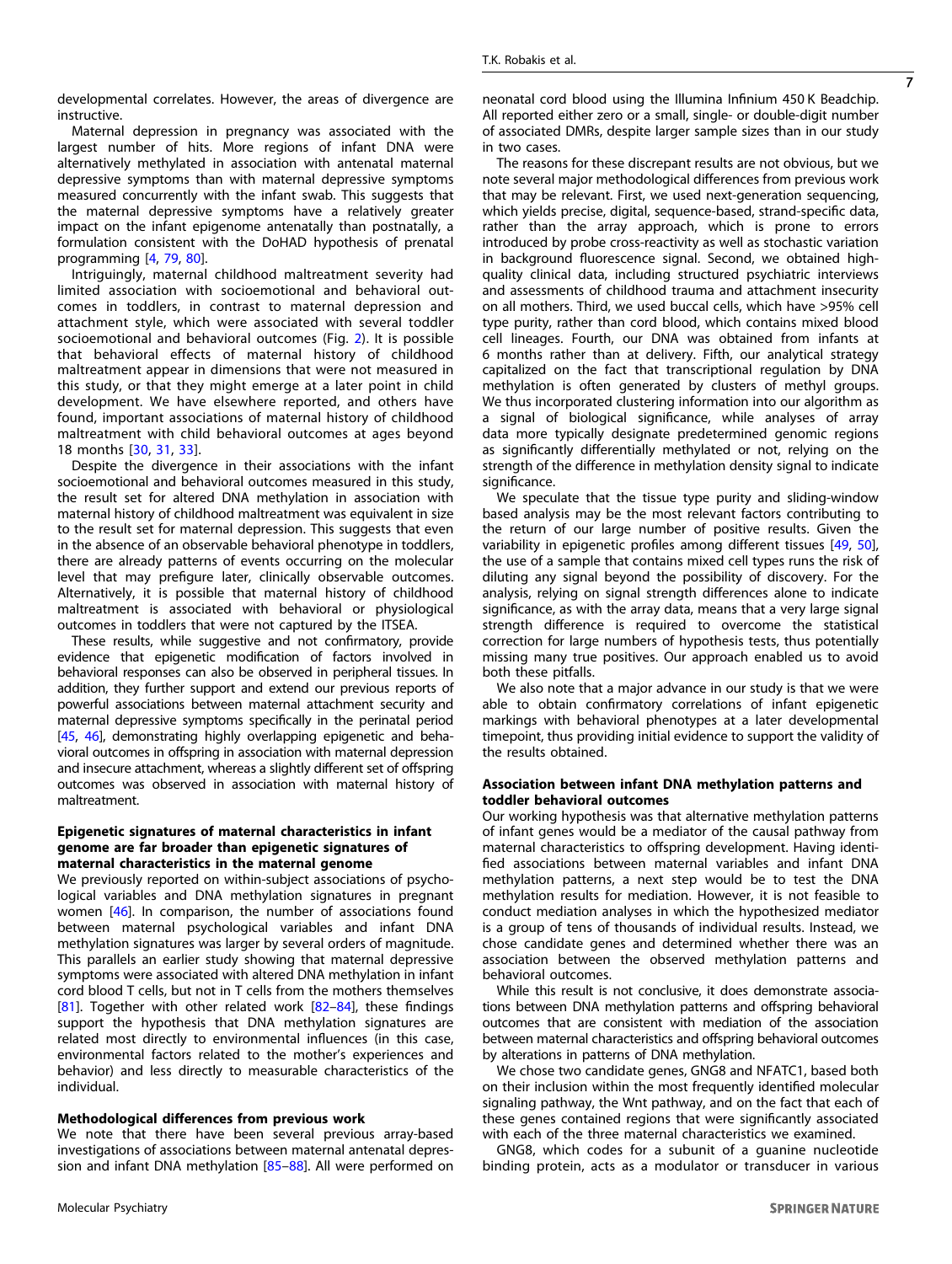developmental correlates. However, the areas of divergence are instructive.

Maternal depression in pregnancy was associated with the largest number of hits. More regions of infant DNA were alternatively methylated in association with antenatal maternal depressive symptoms than with maternal depressive symptoms measured concurrently with the infant swab. This suggests that the maternal depressive symptoms have a relatively greater impact on the infant epigenome antenatally than postnatally, a formulation consistent with the DoHAD hypothesis of prenatal programming [4, 79, 80].

Intriguingly, maternal childhood maltreatment severity had limited association with socioemotional and behavioral outcomes in toddlers, in contrast to maternal depression and attachment style, which were associated with several toddler socioemotional and behavioral outcomes (Fig. 2). It is possible that behavioral effects of maternal history of childhood maltreatment appear in dimensions that were not measured in this study, or that they might emerge at a later point in child development. We have elsewhere reported, and others have found, important associations of maternal history of childhood maltreatment with child behavioral outcomes at ages beyond 18 months [30, 31, 33].

Despite the divergence in their associations with the infant socioemotional and behavioral outcomes measured in this study, the result set for altered DNA methylation in association with maternal history of childhood maltreatment was equivalent in size to the result set for maternal depression. This suggests that even in the absence of an observable behavioral phenotype in toddlers, there are already patterns of events occurring on the molecular level that may prefigure later, clinically observable outcomes. Alternatively, it is possible that maternal history of childhood maltreatment is associated with behavioral or physiological outcomes in toddlers that were not captured by the ITSEA.

These results, while suggestive and not confirmatory, provide evidence that epigenetic modification of factors involved in behavioral responses can also be observed in peripheral tissues. In addition, they further support and extend our previous reports of powerful associations between maternal attachment security and maternal depressive symptoms specifically in the perinatal period [45, 46], demonstrating highly overlapping epigenetic and behavioral outcomes in offspring in association with maternal depression and insecure attachment, whereas a slightly different set of offspring outcomes was observed in association with maternal history of maltreatment.

### Epigenetic signatures of maternal characteristics in infant genome are far broader than epigenetic signatures of maternal characteristics in the maternal genome

We previously reported on within-subject associations of psychological variables and DNA methylation signatures in pregnant women [46]. In comparison, the number of associations found between maternal psychological variables and infant DNA methylation signatures was larger by several orders of magnitude. This parallels an earlier study showing that maternal depressive symptoms were associated with altered DNA methylation in infant cord blood T cells, but not in T cells from the mothers themselves [81]. Together with other related work [82–84], these findings support the hypothesis that DNA methylation signatures are related most directly to environmental influences (in this case, environmental factors related to the mother's experiences and behavior) and less directly to measurable characteristics of the individual.

### Methodological differences from previous work

We note that there have been several previous array-based investigations of associations between maternal antenatal depression and infant DNA methylation [85–88]. All were performed on neonatal cord blood using the Illumina Infinium 450 K Beadchip. All reported either zero or a small, single- or double-digit number of associated DMRs, despite larger sample sizes than in our study in two cases.

The reasons for these discrepant results are not obvious, but we note several major methodological differences from previous work that may be relevant. First, we used next-generation sequencing, which yields precise, digital, sequence-based, strand-specific data, rather than the array approach, which is prone to errors introduced by probe cross-reactivity as well as stochastic variation in background fluorescence signal. Second, we obtained high-quality clinical data, including structured psychiatric interviews and assessments of childhood trauma and attachment insecurity on all mothers. Third, we used buccal cells, which have >95% cell type purity, rather than cord blood, which contains mixed blood cell lineages. Fourth, our DNA was obtained from infants at 6 months rather than at delivery. Fifth, our analytical strategy capitalized on the fact that transcriptional regulation by DNA methylation is often generated by clusters of methyl groups. We thus incorporated clustering information into our algorithm as a signal of biological significance, while analyses of array data more typically designate predetermined genomic regions as significantly differentially methylated or not, relying on the strength of the difference in methylation density signal to indicate significance.

We speculate that the tissue type purity and sliding-window based analysis may be the most relevant factors contributing to the return of our large number of positive results. Given the variability in epigenetic profiles among different tissues [49, 50], the use of a sample that contains mixed cell types runs the risk of diluting any signal beyond the possibility of discovery. For the analysis, relying on signal strength differences alone to indicate significance, as with the array data, means that a very large signal strength difference is required to overcome the statistical correction for large numbers of hypothesis tests, thus potentially missing many true positives. Our approach enabled us to avoid both these pitfalls.

We also note that a major advance in our study is that we were able to obtain confirmatory correlations of infant epigenetic markings with behavioral phenotypes at a later developmental timepoint, thus providing initial evidence to support the validity of the results obtained.

### Association between infant DNA methylation patterns and toddler behavioral outcomes

Our working hypothesis was that alternative methylation patterns of infant genes would be a mediator of the causal pathway from maternal characteristics to offspring development. Having identified associations between maternal variables and infant DNA methylation patterns, a next step would be to test the DNA methylation results for mediation. However, it is not feasible to conduct mediation analyses in which the hypothesized mediator is a group of tens of thousands of individual results. Instead, we chose candidate genes and determined whether there was an association between the observed methylation patterns and behavioral outcomes.

While this result is not conclusive, it does demonstrate associations between DNA methylation patterns and offspring behavioral outcomes that are consistent with mediation of the association between maternal characteristics and offspring behavioral outcomes by alterations in patterns of DNA methylation.

We chose two candidate genes, GNG8 and NFATC1, based both on their inclusion within the most frequently identified molecular signaling pathway, the Wnt pathway, and on the fact that each of these genes contained regions that were significantly associated with each of the three maternal characteristics we examined.

GNG8, which codes for a subunit of a guanine nucleotide binding protein, acts as a modulator or transducer in various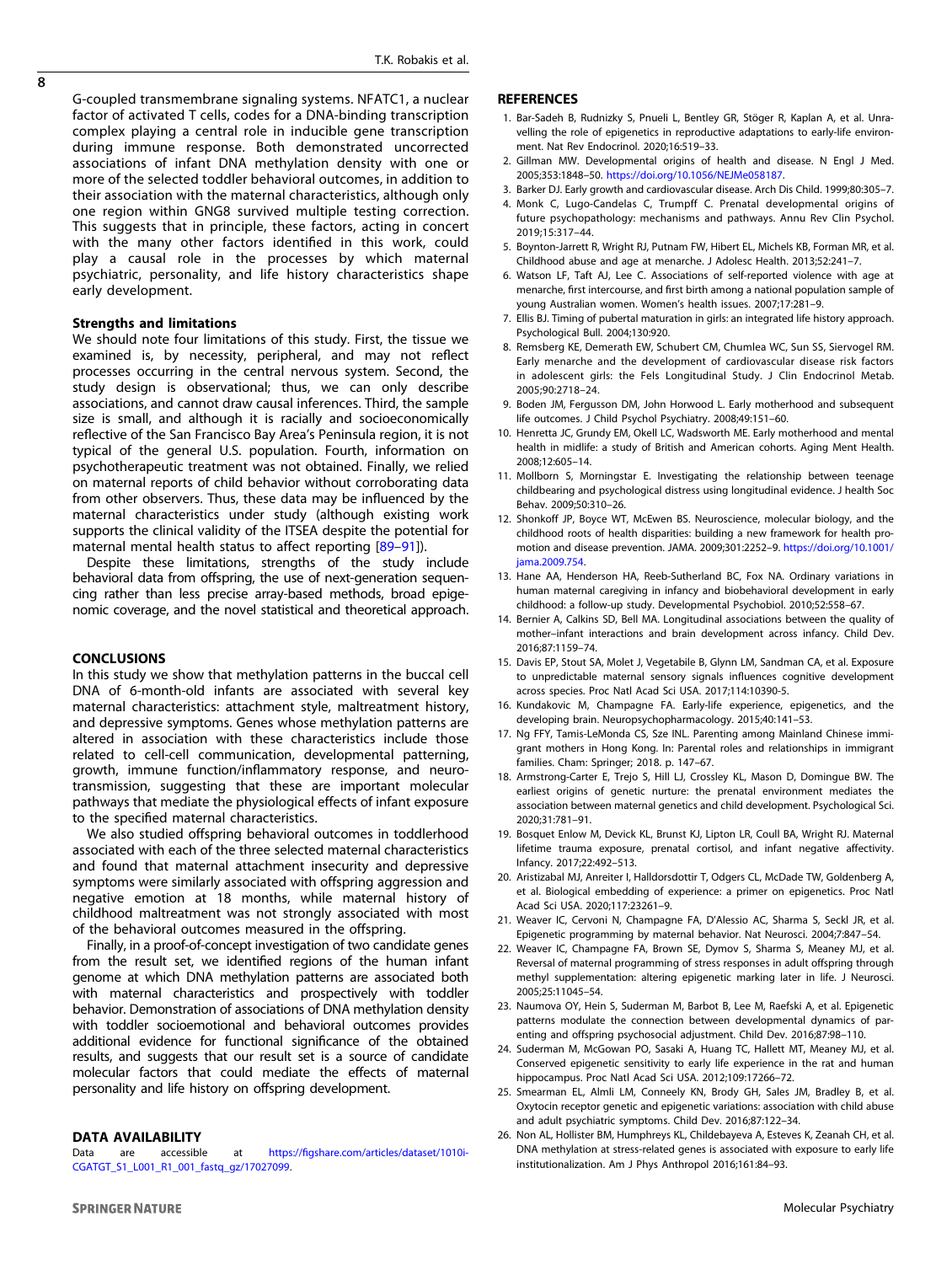G-coupled transmembrane signaling systems. NFATC1, a nuclear factor of activated T cells, codes for a DNA-binding transcription complex playing a central role in inducible gene transcription during immune response. Both demonstrated uncorrected associations of infant DNA methylation density with one or more of the selected toddler behavioral outcomes, in addition to their association with the maternal characteristics, although only one region within GNG8 survived multiple testing correction. This suggests that in principle, these factors, acting in concert with the many other factors identified in this work, could play a causal role in the processes by which maternal psychiatric, personality, and life history characteristics shape early development.

### Strengths and limitations

We should note four limitations of this study. First, the tissue we examined is, by necessity, peripheral, and may not reflect processes occurring in the central nervous system. Second, the study design is observational; thus, we can only describe associations, and cannot draw causal inferences. Third, the sample size is small, and although it is racially and socioeconomically reflective of the San Francisco Bay Area's Peninsula region, it is not typical of the general U.S. population. Fourth, information on psychotherapeutic treatment was not obtained. Finally, we relied on maternal reports of child behavior without corroborating data from other observers. Thus, these data may be influenced by the maternal characteristics under study (although existing work supports the clinical validity of the ITSEA despite the potential for maternal mental health status to affect reporting [89–91]).

Despite these limitations, strengths of the study include behavioral data from offspring, the use of next-generation sequencing rather than less precise array-based methods, broad epigenomic coverage, and the novel statistical and theoretical approach.

## CONCLUSIONS

In this study we show that methylation patterns in the buccal cell DNA of 6-month-old infants are associated with several key maternal characteristics: attachment style, maltreatment history, and depressive symptoms. Genes whose methylation patterns are altered in association with these characteristics include those related to cell-cell communication, developmental patterning, growth, immune function/inflammatory response, and neurotransmission, suggesting that these are important molecular pathways that mediate the physiological effects of infant exposure to the specified maternal characteristics.

We also studied offspring behavioral outcomes in toddlerhood associated with each of the three selected maternal characteristics and found that maternal attachment insecurity and depressive symptoms were similarly associated with offspring aggression and negative emotion at 18 months, while maternal history of childhood maltreatment was not strongly associated with most of the behavioral outcomes measured in the offspring.

Finally, in a proof-of-concept investigation of two candidate genes from the result set, we identified regions of the human infant genome at which DNA methylation patterns are associated both with maternal characteristics and prospectively with toddler behavior. Demonstration of associations of DNA methylation density with toddler socioemotional and behavioral outcomes provides additional evidence for functional significance of the obtained results, and suggests that our result set is a source of candidate molecular factors that could mediate the effects of maternal personality and life history on offspring development.

## DATA AVAILABILITY

Data are accessible at https://figshare.com/articles/dataset/1010i-CGATGT_S1_L001_R1_001_fastq_gz/17027099.

## REFERENCES

1. Bar-Sadeh B, Rudnizky S, Pnueli L, Bentley GR, Stöger R, Kaplan A, et al. Unravelling the role of epigenetics in reproductive adaptations to early-life environment. Nat Rev Endocrinol. 2020;16:519–33.
2. Gillman MW. Developmental origins of health and disease. N Engl J Med. 2005;353:1848–50. https://doi.org/10.1056/NEJMe058187.
3. Barker DJ. Early growth and cardiovascular disease. Arch Dis Child. 1999;80:305–7.
4. Monk C, Lugo-Candelas C, Trumpff C. Prenatal developmental origins of future psychopathology: mechanisms and pathways. Annu Rev Clin Psychol. 2019;15:317–44.
5. Boynton-Jarrett R, Wright RJ, Putnam FW, Hibert EL, Michels KB, Forman MR, et al. Childhood abuse and age at menarche. J Adolesc Health. 2013;52:241–7.
6. Watson LF, Taft AJ, Lee C. Associations of self-reported violence with age at menarche, first intercourse, and first birth among a national population sample of young Australian women. Women's health issues. 2007;17:281–9.
7. Ellis BJ. Timing of pubertal maturation in girls: an integrated life history approach. Psychological Bull. 2004;130:920.
8. Remsberg KE, Demerath EW, Schubert CM, Chumlea WC, Sun SS, Siervogel RM. Early menarche and the development of cardiovascular disease risk factors in adolescent girls: the Fels Longitudinal Study. J Clin Endocrinol Metab. 2005;90:2718–24.
9. Boden JM, Fergusson DM, John Horwood L. Early motherhood and subsequent life outcomes. J Child Psychol Psychiatry. 2008;49:151–60.
10. Henretta JC, Grundy EM, Okell LC, Wadsworth ME. Early motherhood and mental health in midlife: a study of British and American cohorts. Aging Ment Health. 2008;12:605–14.
11. Mollborn S, Morningstar E. Investigating the relationship between teenage childbearing and psychological distress using longitudinal evidence. J health Soc Behav. 2009;50:310–26.
12. Shonkoff JP, Boyce WT, McEwen BS. Neuroscience, molecular biology, and the childhood roots of health disparities: building a new framework for health promotion and disease prevention. JAMA. 2009;301:2252–9. https://doi.org/10.1001/jama.2009.754.
13. Hane AA, Henderson HA, Reeb-Sutherland BC, Fox NA. Ordinary variations in human maternal caregiving in infancy and biobehavioral development in early childhood: a follow-up study. Developmental Psychobiol. 2010;52:558–67.
14. Bernier A, Calkins SD, Bell MA. Longitudinal associations between the quality of mother–infant interactions and brain development across infancy. Child Dev. 2016;87:1159–74.
15. Davis EP, Stout SA, Molet J, Vegetabile B, Glynn LM, Sandman CA, et al. Exposure to unpredictable maternal sensory signals influences cognitive development across species. Proc Natl Acad Sci USA. 2017;114:10390-5.
16. Kundakovic M, Champagne FA. Early-life experience, epigenetics, and the developing brain. Neuropsychopharmacology. 2015;40:141–53.
17. Ng FFY, Tamis-LeMonda CS, Sze INL. Parenting among Mainland Chinese immigrant mothers in Hong Kong. In: Parental roles and relationships in immigrant families. Cham: Springer; 2018. p. 147–67.
18. Armstrong-Carter E, Trejo S, Hill LJ, Crossley KL, Mason D, Domingue BW. The earliest origins of genetic nurture: the prenatal environment mediates the association between maternal genetics and child development. Psychological Sci. 2020;31:781–91.
19. Bosquet Enlow M, Devick KL, Brunst KJ, Lipton LR, Coull BA, Wright RJ. Maternal lifetime trauma exposure, prenatal cortisol, and infant negative affectivity. Infancy. 2017;22:492–513.
20. Aristizabal MJ, Anreiter I, Halldorsdottir T, Odgers CL, McDade TW, Goldenberg A, et al. Biological embedding of experience: a primer on epigenetics. Proc Natl Acad Sci USA. 2020;117:23261–9.
21. Weaver IC, Cervoni N, Champagne FA, D'Alessio AC, Sharma S, Seckl JR, et al. Epigenetic programming by maternal behavior. Nat Neurosci. 2004;7:847–54.
22. Weaver IC, Champagne FA, Brown SE, Dymov S, Sharma S, Meaney MJ, et al. Reversal of maternal programming of stress responses in adult offspring through methyl supplementation: altering epigenetic marking later in life. J Neurosci. 2005;25:11045–54.
23. Naumova OY, Hein S, Suderman M, Barbot B, Lee M, Raefski A, et al. Epigenetic patterns modulate the connection between developmental dynamics of parenting and offspring psychosocial adjustment. Child Dev. 2016;87:98–110.
24. Suderman M, McGowan PO, Sasaki A, Huang TC, Hallett MT, Meaney MJ, et al. Conserved epigenetic sensitivity to early life experience in the rat and human hippocampus. Proc Natl Acad Sci USA. 2012;109:17266–72.
25. Smearman EL, Almli LM, Conneely KN, Brody GH, Sales JM, Bradley B, et al. Oxytocin receptor genetic and epigenetic variations: association with child abuse and adult psychiatric symptoms. Child Dev. 2016;87:122–34.
26. Non AL, Hollister BM, Humphreys KL, Childebayeva A, Esteves K, Zeanah CH, et al. DNA methylation at stress-related genes is associated with exposure to early life institutionalization. Am J Phys Anthropol 2016;161:84–93.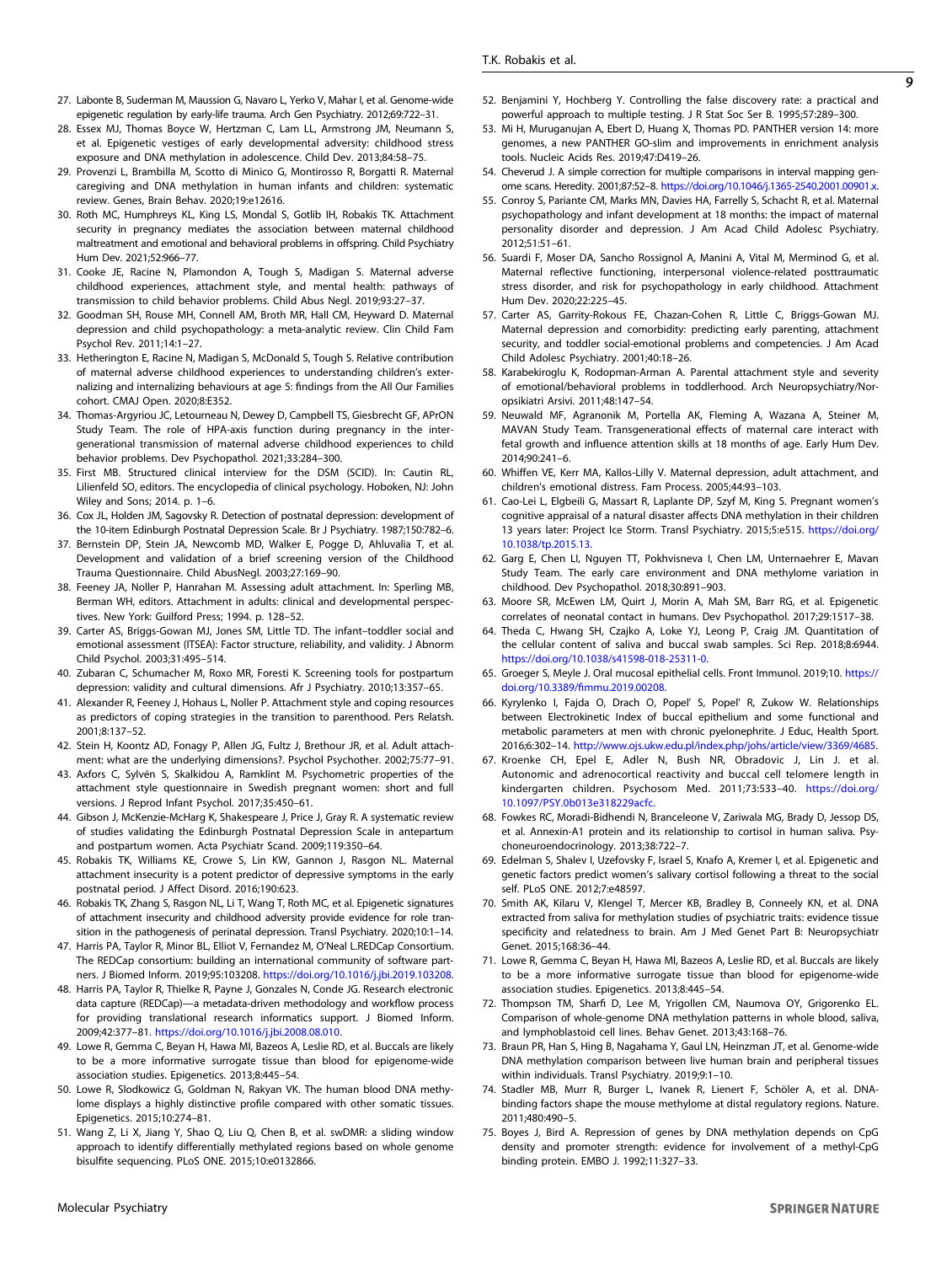27. Labonte B, Suderman M, Maussion G, Navaro L, Yerko V, Mahar I, et al. Genome-wide epigenetic regulation by early-life trauma. Arch Gen Psychiatry. 2012;69:722–31.
28. Essex MJ, Thomas Boyce W, Hertzman C, Lam LL, Armstrong JM, Neumann S, et al. Epigenetic vestiges of early developmental adversity: childhood stress exposure and DNA methylation in adolescence. Child Dev. 2013;84:58–75.
29. Provenzi L, Brambilla M, Scotto di Minico G, Montirosso R, Borgatti R. Maternal caregiving and DNA methylation in human infants and children: systematic review. Genes, Brain Behav. 2020;19:e12616.
30. Roth MC, Humphreys KL, King LS, Mondal S, Gotlib IH, Robakis TK. Attachment security in pregnancy mediates the association between maternal childhood maltreatment and emotional and behavioral problems in offspring. Child Psychiatry Hum Dev. 2021;52:966–77.
31. Cooke JE, Racine N, Plamondon A, Tough S, Madigan S. Maternal adverse childhood experiences, attachment style, and mental health: pathways of transmission to child behavior problems. Child Abus Negl. 2019;93:27–37.
32. Goodman SH, Rouse MH, Connell AM, Broth MR, Hall CM, Heyward D. Maternal depression and child psychopathology: a meta-analytic review. Clin Child Fam Psychol Rev. 2011;14:1–27.
33. Hetherington E, Racine N, Madigan S, McDonald S, Tough S. Relative contribution of maternal adverse childhood experiences to understanding children's externalizing and internalizing behaviours at age 5: findings from the All Our Families cohort. CMAJ Open. 2020;8:E352.
34. Thomas-Argyriou JC, Letourneau N, Dewey D, Campbell TS, Giesbrecht GF, APrON Study Team. The role of HPA-axis function during pregnancy in the intergenerational transmission of maternal adverse childhood experiences to child behavior problems. Dev Psychopathol. 2021;33:284–300.
35. First MB. Structured clinical interview for the DSM (SCID). In: Cautin RL, Lilienfeld SO, editors. The encyclopedia of clinical psychology. Hoboken, NJ: John Wiley and Sons; 2014. p. 1–6.
36. Cox JL, Holden JM, Sagovsky R. Detection of postnatal depression: development of the 10-item Edinburgh Postnatal Depression Scale. Br J Psychiatry. 1987;150:782–6.
37. Bernstein DP, Stein JA, Newcomb MD, Walker E, Pogge D, Ahluvalia T, et al. Development and validation of a brief screening version of the Childhood Trauma Questionnaire. Child AbusNegl. 2003;27:169–90.
38. Feeney JA, Noller P, Hanrahan M. Assessing adult attachment. In: Sperling MB, Berman WH, editors. Attachment in adults: clinical and developmental perspectives. New York: Guilford Press; 1994. p. 128–52.
39. Carter AS, Briggs-Gowan MJ, Jones SM, Little TD. The infant–toddler social and emotional assessment (ITSEA): Factor structure, reliability, and validity. J Abnorm Child Psychol. 2003;31:495–514.
40. Zubaran C, Schumacher M, Roxo MR, Foresti K. Screening tools for postpartum depression: validity and cultural dimensions. Afr J Psychiatry. 2010;13:357–65.
41. Alexander R, Feeney J, Hohaus L, Noller P. Attachment style and coping resources as predictors of coping strategies in the transition to parenthood. Pers Relatsh. 2001;8:137–52.
42. Stein H, Koontz AD, Fonagy P, Allen JG, Fultz J, Brethour JR, et al. Adult attachment: what are the underlying dimensions?. Psychol Psychother. 2002;75:77–91.
43. Axfors C, Sylvén S, Skalkidou A, Ramklint M. Psychometric properties of the attachment style questionnaire in Swedish pregnant women: short and full versions. J Reprod Infant Psychol. 2017;35:450–61.
44. Gibson J, McKenzie-McHarg K, Shakespeare J, Price J, Gray R. A systematic review of studies validating the Edinburgh Postnatal Depression Scale in antepartum and postpartum women. Acta Psychiatr Scand. 2009;119:350–64.
45. Robakis TK, Williams KE, Crowe S, Lin KW, Gannon J, Rasgon NL. Maternal attachment insecurity is a potent predictor of depressive symptoms in the early postnatal period. J Affect Disord. 2016;190:623.
46. Robakis TK, Zhang S, Rasgon NL, Li T, Wang T, Roth MC, et al. Epigenetic signatures of attachment insecurity and childhood adversity provide evidence for role transition in the pathogenesis of perinatal depression. Transl Psychiatry. 2020;10:1–14.
47. Harris PA, Taylor R, Minor BL, Elliot V, Fernandez M, O'Neal L.REDCap Consortium. The REDCap consortium: building an international community of software partners. J Biomed Inform. 2019;95:103208. https://doi.org/10.1016/j.jbi.2019.103208.
48. Harris PA, Taylor R, Thielke R, Payne J, Gonzales N, Conde JG. Research electronic data capture (REDCap)—a metadata-driven methodology and workflow process for providing translational research informatics support. J Biomed Inform. 2009;42:377–81. https://doi.org/10.1016/j.jbi.2008.08.010.
49. Lowe R, Gemma C, Beyan H, Hawa MI, Bazeos A, Leslie RD, et al. Buccals are likely to be a more informative surrogate tissue than blood for epigenome-wide association studies. Epigenetics. 2013;8:445–54.
50. Lowe R, Slodkowicz G, Goldman N, Rakyan VK. The human blood DNA methylome displays a highly distinctive profile compared with other somatic tissues. Epigenetics. 2015;10:274–81.
51. Wang Z, Li X, Jiang Y, Shao Q, Liu Q, Chen B, et al. swDMR: a sliding window approach to identify differentially methylated regions based on whole genome bisulfite sequencing. PLoS ONE. 2015;10:e0132866.
52. Benjamini Y, Hochberg Y. Controlling the false discovery rate: a practical and powerful approach to multiple testing. J R Stat Soc Ser B. 1995;57:289–300.
53. Mi H, Muruganujan A, Ebert D, Huang X, Thomas PD. PANTHER version 14: more genomes, a new PANTHER GO-slim and improvements in enrichment analysis tools. Nucleic Acids Res. 2019;47:D419–26.
54. Cheverud J. A simple correction for multiple comparisons in interval mapping genome scans. Heredity. 2001;87:52–8. https://doi.org/10.1046/j.1365-2540.2001.00901.x.
55. Conroy S, Pariante CM, Marks MN, Davies HA, Farrelly S, Schacht R, et al. Maternal psychopathology and infant development at 18 months: the impact of maternal personality disorder and depression. J Am Acad Child Adolesc Psychiatry. 2012;51:51–61.
56. Suardi F, Moser DA, Sancho Rossignol A, Manini A, Vital M, Merminod G, et al. Maternal reflective functioning, interpersonal violence-related posttraumatic stress disorder, and risk for psychopathology in early childhood. Attachment Hum Dev. 2020;22:225–45.
57. Carter AS, Garrity-Rokous FE, Chazan-Cohen R, Little C, Briggs-Gowan MJ. Maternal depression and comorbidity: predicting early parenting, attachment security, and toddler social-emotional problems and competencies. J Am Acad Child Adolesc Psychiatry. 2001;40:18–26.
58. Karabekiroglu K, Rodopman-Arman A. Parental attachment style and severity of emotional/behavioral problems in toddlerhood. Arch Neuropsychiatry/Noropsikiatri Arsivi. 2011;48:147–54.
59. Neuwald MF, Agranonik M, Portella AK, Fleming A, Wazana A, Steiner M, MAVAN Study Team. Transgenerational effects of maternal care interact with fetal growth and influence attention skills at 18 months of age. Early Hum Dev. 2014;90:241–6.
60. Whiffen VE, Kerr MA, Kallos-Lilly V. Maternal depression, adult attachment, and children's emotional distress. Fam Process. 2005;44:93–103.
61. Cao-Lei L, Elgbeili G, Massart R, Laplante DP, Szyf M, King S. Pregnant women's cognitive appraisal of a natural disaster affects DNA methylation in their children 13 years later: Project Ice Storm. Transl Psychiatry. 2015;5:e515. https://doi.org/10.1038/tp.2015.13.
62. Garg E, Chen LI, Nguyen TT, Pokhvisneva I, Chen LM, Unternaehrer E, Mavan Study Team. The early care environment and DNA methylome variation in childhood. Dev Psychopathol. 2018;30:891–903.
63. Moore SR, McEwen LM, Quirt J, Morin A, Mah SM, Barr RG, et al. Epigenetic correlates of neonatal contact in humans. Dev Psychopathol. 2017;29:1517–38.
64. Theda C, Hwang SH, Czajko A, Loke YJ, Leong P, Craig JM. Quantitation of the cellular content of saliva and buccal swab samples. Sci Rep. 2018;8:6944. https://doi.org/10.1038/s41598-018-25311-0.
65. Groeger S, Meyle J. Oral mucosal epithelial cells. Front Immunol. 2019;10. https://doi.org/10.3389/fimmu.2019.00208.
66. Kyrylenko I, Fajda O, Drach O, Popel' S, Popel' R, Zukow W. Relationships between Electrokinetic Index of buccal epithelium and some functional and metabolic parameters at men with chronic pyelonephrite. J Educ, Health Sport. 2016;6:302–14. http://www.ojs.ukw.edu.pl/index.php/johs/article/view/3369/4685.
67. Kroenke CH, Epel E, Adler N, Bush NR, Obradovic J, Lin J. et al. Autonomic and adrenocortical reactivity and buccal cell telomere length in kindergarten children. Psychosom Med. 2011;73:533–40. https://doi.org/10.1097/PSY.0b013e318229acfc.
68. Fowkes RC, Moradi-Bidhendi N, Branceleone V, Zariwala MG, Brady D, Jessop DS, et al. Annexin-A1 protein and its relationship to cortisol in human saliva. Psychoneuroendocrinology. 2013;38:722–7.
69. Edelman S, Shalev I, Uzefovsky F, Israel S, Knafo A, Kremer I, et al. Epigenetic and genetic factors predict women's salivary cortisol following a threat to the social self. PLoS ONE. 2012;7:e48597.
70. Smith AK, Kilaru V, Klengel T, Mercer KB, Bradley B, Conneely KN, et al. DNA extracted from saliva for methylation studies of psychiatric traits: evidence tissue specificity and relatedness to brain. Am J Med Genet Part B: Neuropsychiatr Genet. 2015;168:36–44.
71. Lowe R, Gemma C, Beyan H, Hawa MI, Bazeos A, Leslie RD, et al. Buccals are likely to be a more informative surrogate tissue than blood for epigenome-wide association studies. Epigenetics. 2013;8:445–54.
72. Thompson TM, Sharfi D, Lee M, Yrigollen CM, Naumova OY, Grigorenko EL. Comparison of whole-genome DNA methylation patterns in whole blood, saliva, and lymphoblastoid cell lines. Behav Genet. 2013;43:168–76.
73. Braun PR, Han S, Hing B, Nagahama Y, Gaul LN, Heinzman JT, et al. Genome-wide DNA methylation comparison between live human brain and peripheral tissues within individuals. Transl Psychiatry. 2019;9:1–10.
74. Stadler MB, Murr R, Burger L, Ivanek R, Lienert F, Schöler A, et al. DNA-binding factors shape the mouse methylome at distal regulatory regions. Nature. 2011;480:490–5.
75. Boyes J, Bird A. Repression of genes by DNA methylation depends on CpG density and promoter strength: evidence for involvement of a methyl-CpG binding protein. EMBO J. 1992;11:327–33.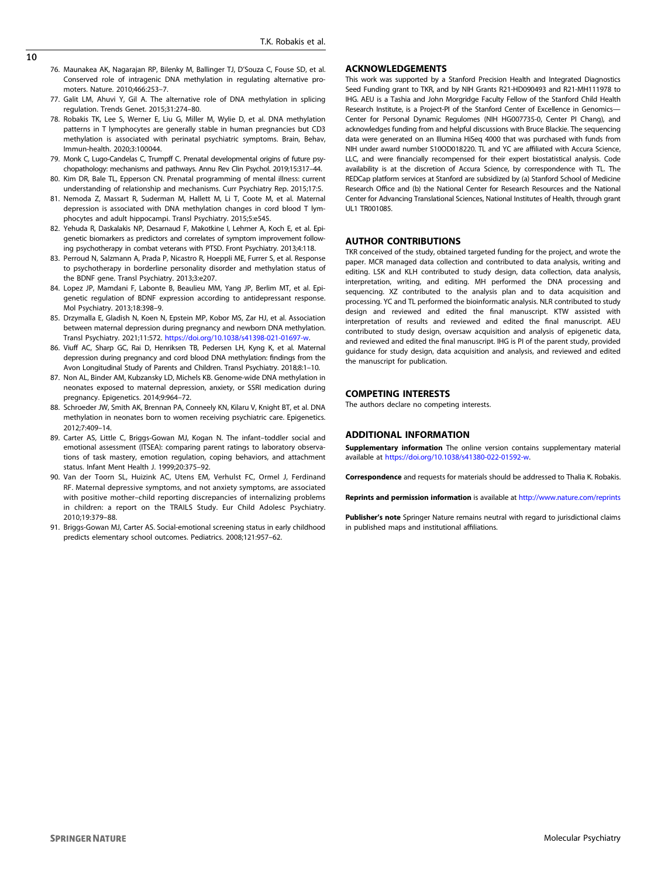76. Maunakea AK, Nagarajan RP, Bilenky M, Ballinger TJ, D'Souza C, Fouse SD, et al. Conserved role of intragenic DNA methylation in regulating alternative promoters. Nature. 2010;466:253–7.
77. Galit LM, Ahuvi Y, Gil A. The alternative role of DNA methylation in splicing regulation. Trends Genet. 2015;31:274–80.
78. Robakis TK, Lee S, Werner E, Liu G, Miller M, Wylie D, et al. DNA methylation patterns in T lymphocytes are generally stable in human pregnancies but CD3 methylation is associated with perinatal psychiatric symptoms. Brain, Behav, Immun-health. 2020;3:100044.
79. Monk C, Lugo-Candelas C, Trumpff C. Prenatal developmental origins of future psychopathology: mechanisms and pathways. Annu Rev Clin Psychol. 2019;15:317–44.
80. Kim DR, Bale TL, Epperson CN. Prenatal programming of mental illness: current understanding of relationship and mechanisms. Curr Psychiatry Rep. 2015;17:5.
81. Nemoda Z, Massart R, Suderman M, Hallett M, Li T, Coote M, et al. Maternal depression is associated with DNA methylation changes in cord blood T lymphocytes and adult hippocampi. Transl Psychiatry. 2015;5:e545.
82. Yehuda R, Daskalakis NP, Desarnaud F, Makotkine I, Lehrner A, Koch E, et al. Epigenetic biomarkers as predictors and correlates of symptom improvement following psychotherapy in combat veterans with PTSD. Front Psychiatry. 2013;4:118.
83. Perroud N, Salzmann A, Prada P, Nicastro R, Hoeppli ME, Furrer S, et al. Response to psychotherapy in borderline personality disorder and methylation status of the BDNF gene. Transl Psychiatry. 2013;3:e207.
84. Lopez JP, Mamdani F, Labonte B, Beaulieu MM, Yang JP, Berlim MT, et al. Epigenetic regulation of BDNF expression according to antidepressant response. Mol Psychiatry. 2013;18:398–9.
85. Drzymalla E, Gladish N, Koen N, Epstein MP, Kobor MS, Zar HJ, et al. Association between maternal depression during pregnancy and newborn DNA methylation. Transl Psychiatry. 2021;11:572. https://doi.org/10.1038/s41398-021-01697-w.
86. Viuff AC, Sharp GC, Rai D, Henriksen TB, Pedersen LH, Kyng K, et al. Maternal depression during pregnancy and cord blood DNA methylation: findings from the Avon Longitudinal Study of Parents and Children. Transl Psychiatry. 2018;8:1–10.
87. Non AL, Binder AM, Kubzansky LD, Michels KB. Genome-wide DNA methylation in neonates exposed to maternal depression, anxiety, or SSRI medication during pregnancy. Epigenetics. 2014;9:964–72.
88. Schroeder JW, Smith AK, Brennan PA, Conneely KN, Kilaru V, Knight BT, et al. DNA methylation in neonates born to women receiving psychiatric care. Epigenetics. 2012;7:409–14.
89. Carter AS, Little C, Briggs-Gowan MJ, Kogan N. The infant–toddler social and emotional assessment (ITSEA): comparing parent ratings to laboratory observations of task mastery, emotion regulation, coping behaviors, and attachment status. Infant Ment Health J. 1999;20:375–92.
90. Van der Toorn SL, Huizink AC, Utens EM, Verhulst FC, Ormel J, Ferdinand RF. Maternal depressive symptoms, and not anxiety symptoms, are associated with positive mother–child reporting discrepancies of internalizing problems in children: a report on the TRAILS Study. Eur Child Adolesc Psychiatry. 2010;19:379–88.
91. Briggs-Gowan MJ, Carter AS. Social-emotional screening status in early childhood predicts elementary school outcomes. Pediatrics. 2008;121:957–62.

## ACKNOWLEDGEMENTS

This work was supported by a Stanford Precision Health and Integrated Diagnostics Seed Funding grant to TKR, and by NIH Grants R21-HD090493 and R21-MH111978 to IHG. AEU is a Tashia and John Morgridge Faculty Fellow of the Stanford Child Health Research Institute, is a Project-PI of the Stanford Center of Excellence in Genomics—Center for Personal Dynamic Regulomes (NIH HG007735-0, Center PI Chang), and acknowledges funding from and helpful discussions with Bruce Blackie. The sequencing data were generated on an Illumina HiSeq 4000 that was purchased with funds from NIH under award number S10OD018220. TL and YC are affiliated with Accura Science, LLC, and were financially recompensed for their expert biostatistical analysis. Code availability is at the discretion of Accura Science, by correspondence with TL. The REDCap platform services at Stanford are subsidized by (a) Stanford School of Medicine Research Office and (b) the National Center for Research Resources and the National Center for Advancing Translational Sciences, National Institutes of Health, through grant UL1 TR001085.

## AUTHOR CONTRIBUTIONS

TKR conceived of the study, obtained targeted funding for the project, and wrote the paper. MCR managed data collection and contributed to data analysis, writing and editing. LSK and KLH contributed to study design, data collection, data analysis, interpretation, writing, and editing. MH performed the DNA processing and sequencing. XZ contributed to the analysis plan and to data acquisition and processing. YC and TL performed the bioinformatic analysis. NLR contributed to study design and reviewed and edited the final manuscript. KTW assisted with interpretation of results and reviewed and edited the final manuscript. AEU contributed to study design, oversaw acquisition and analysis of epigenetic data, and reviewed and edited the final manuscript. IHG is PI of the parent study, provided guidance for study design, data acquisition and analysis, and reviewed and edited the manuscript for publication.

## COMPETING INTERESTS

The authors declare no competing interests.

## ADDITIONAL INFORMATION

**Supplementary information** The online version contains supplementary material available at https://doi.org/10.1038/s41380-022-01592-w.

**Correspondence** and requests for materials should be addressed to Thalia K. Robakis.

**Reprints and permission information** is available at http://www.nature.com/reprints

**Publisher's note** Springer Nature remains neutral with regard to jurisdictional claims in published maps and institutional affiliations.